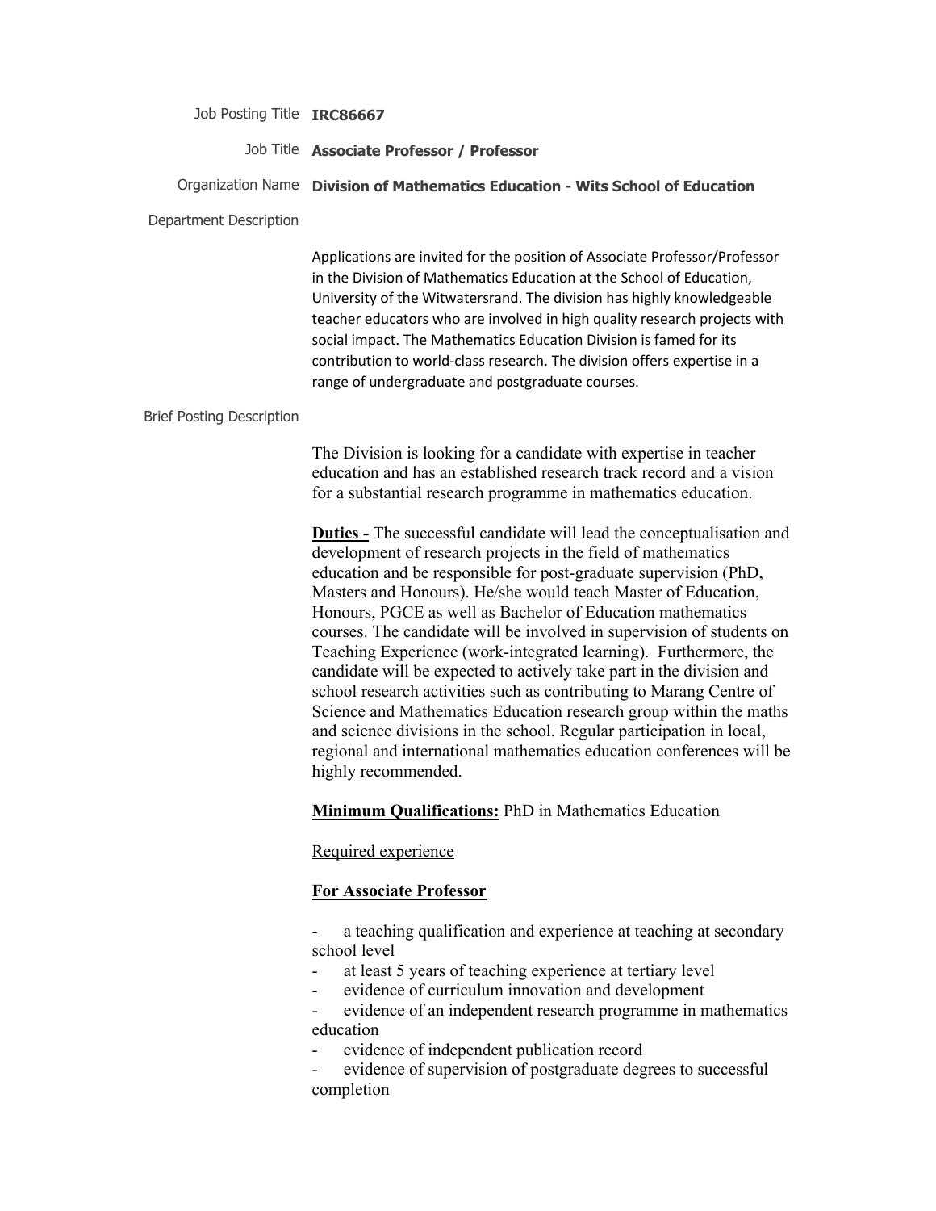**Job Posting Title:** **IRC86667**

**Job Title:** **Associate Professor / Professor**

**Organization Name:** **Division of Mathematics Education - Wits School of Education**

**Department Description**

Applications are invited for the position of Associate Professor/Professor in the Division of Mathematics Education at the School of Education, University of the Witwatersrand. The division has highly knowledgeable teacher educators who are involved in high quality research projects with social impact. The Mathematics Education Division is famed for its contribution to world-class research. The division offers expertise in a range of undergraduate and postgraduate courses.

**Brief Posting Description**

The Division is looking for a candidate with expertise in teacher education and has an established research track record and a vision for a substantial research programme in mathematics education.

**Duties -** The successful candidate will lead the conceptualisation and development of research projects in the field of mathematics education and be responsible for post-graduate supervision (PhD, Masters and Honours). He/she would teach Master of Education, Honours, PGCE as well as Bachelor of Education mathematics courses. The candidate will be involved in supervision of students on Teaching Experience (work-integrated learning). Furthermore, the candidate will be expected to actively take part in the division and school research activities such as contributing to Marang Centre of Science and Mathematics Education research group within the maths and science divisions in the school. Regular participation in local, regional and international mathematics education conferences will be highly recommended.

**Minimum Qualifications:** PhD in Mathematics Education

Required experience

**For Associate Professor**

- a teaching qualification and experience at teaching at secondary school level
- at least 5 years of teaching experience at tertiary level
- evidence of curriculum innovation and development
- evidence of an independent research programme in mathematics education
- evidence of independent publication record
- evidence of supervision of postgraduate degrees to successful completion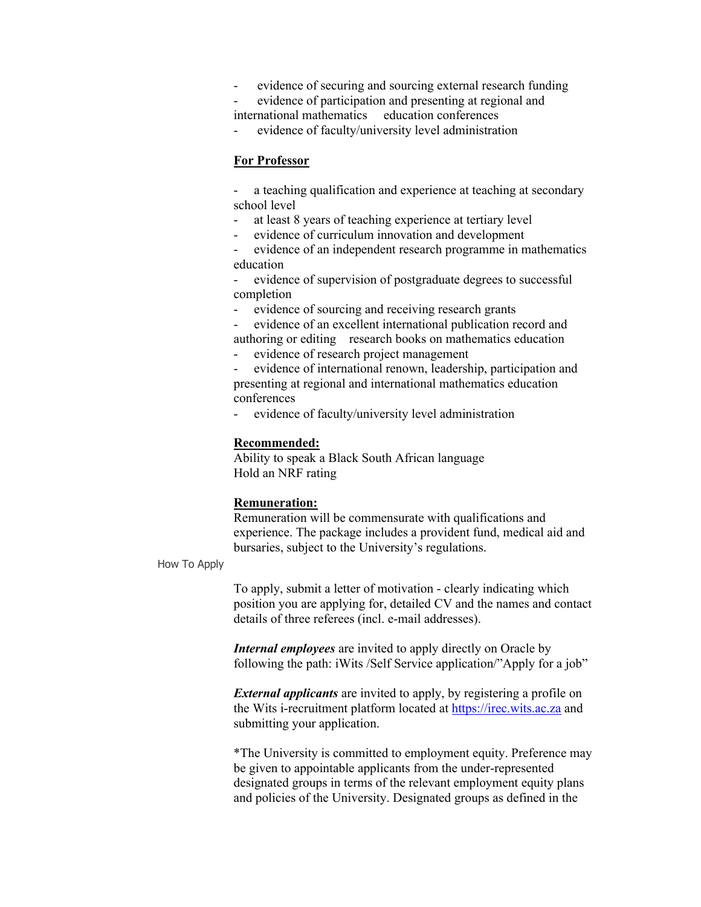- evidence of securing and sourcing external research funding
- evidence of participation and presenting at regional and international mathematics education conferences
- evidence of faculty/university level administration

**For Professor**

- a teaching qualification and experience at teaching at secondary school level
- at least 8 years of teaching experience at tertiary level
- evidence of curriculum innovation and development
- evidence of an independent research programme in mathematics education
- evidence of supervision of postgraduate degrees to successful completion
- evidence of sourcing and receiving research grants
- evidence of an excellent international publication record and authoring or editing research books on mathematics education
- evidence of research project management
- evidence of international renown, leadership, participation and presenting at regional and international mathematics education conferences
- evidence of faculty/university level administration

**Recommended:**

Ability to speak a Black South African language
Hold an NRF rating

**Remuneration:**

Remuneration will be commensurate with qualifications and experience. The package includes a provident fund, medical aid and bursaries, subject to the University's regulations.

How To Apply

To apply, submit a letter of motivation - clearly indicating which position you are applying for, detailed CV and the names and contact details of three referees (incl. e-mail addresses).

***Internal employees*** are invited to apply directly on Oracle by following the path: iWits /Self Service application/"Apply for a job"

***External applicants*** are invited to apply, by registering a profile on the Wits i-recruitment platform located at [https://irec.wits.ac.za](https://irec.wits.ac.za) and submitting your application.

*The University is committed to employment equity. Preference may be given to appointable applicants from the under-represented designated groups in terms of the relevant employment equity plans and policies of the University. Designated groups as defined in the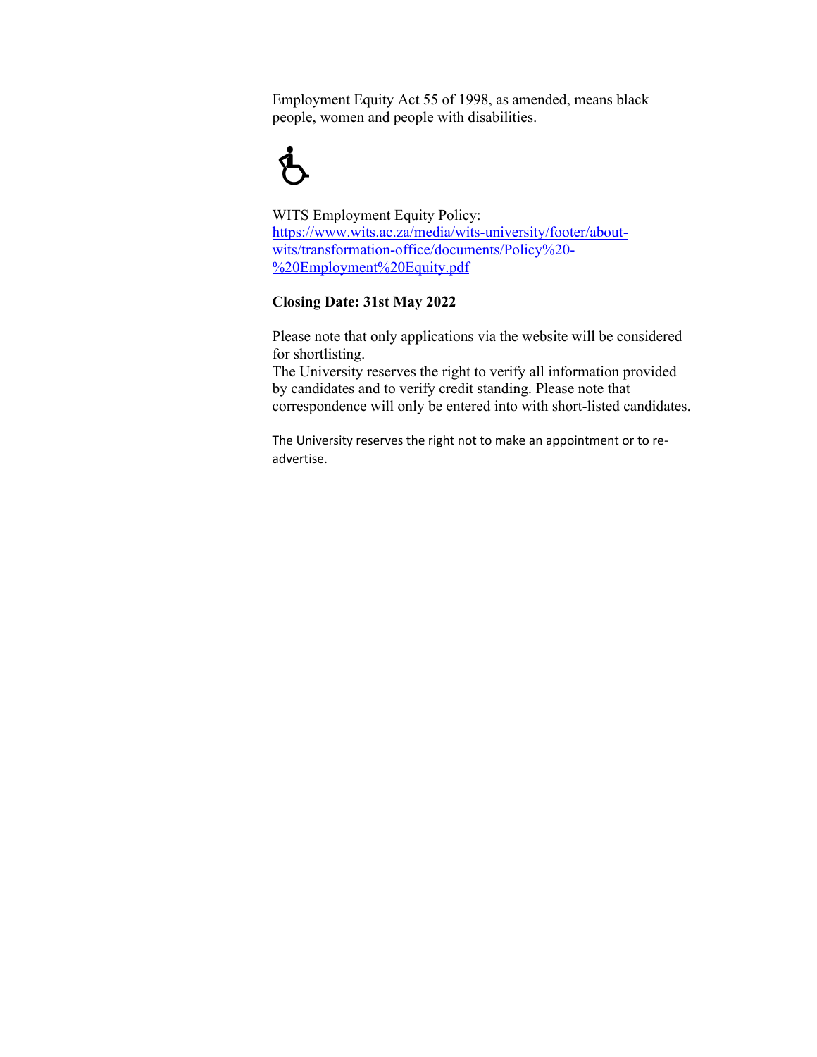Employment Equity Act 55 of 1998, as amended, means black people, women and people with disabilities.

WITS Employment Equity Policy:
[https://www.wits.ac.za/media/wits-university/footer/about-wits/transformation-office/documents/Policy%20-%20Employment%20Equity.pdf](https://www.wits.ac.za/media/wits-university/footer/about-wits/transformation-office/documents/Policy%20-%20Employment%20Equity.pdf)

**Closing Date: 31st May 2022**

Please note that only applications via the website will be considered for shortlisting.
The University reserves the right to verify all information provided by candidates and to verify credit standing. Please note that correspondence will only be entered into with short-listed candidates.

The University reserves the right not to make an appointment or to re-advertise.